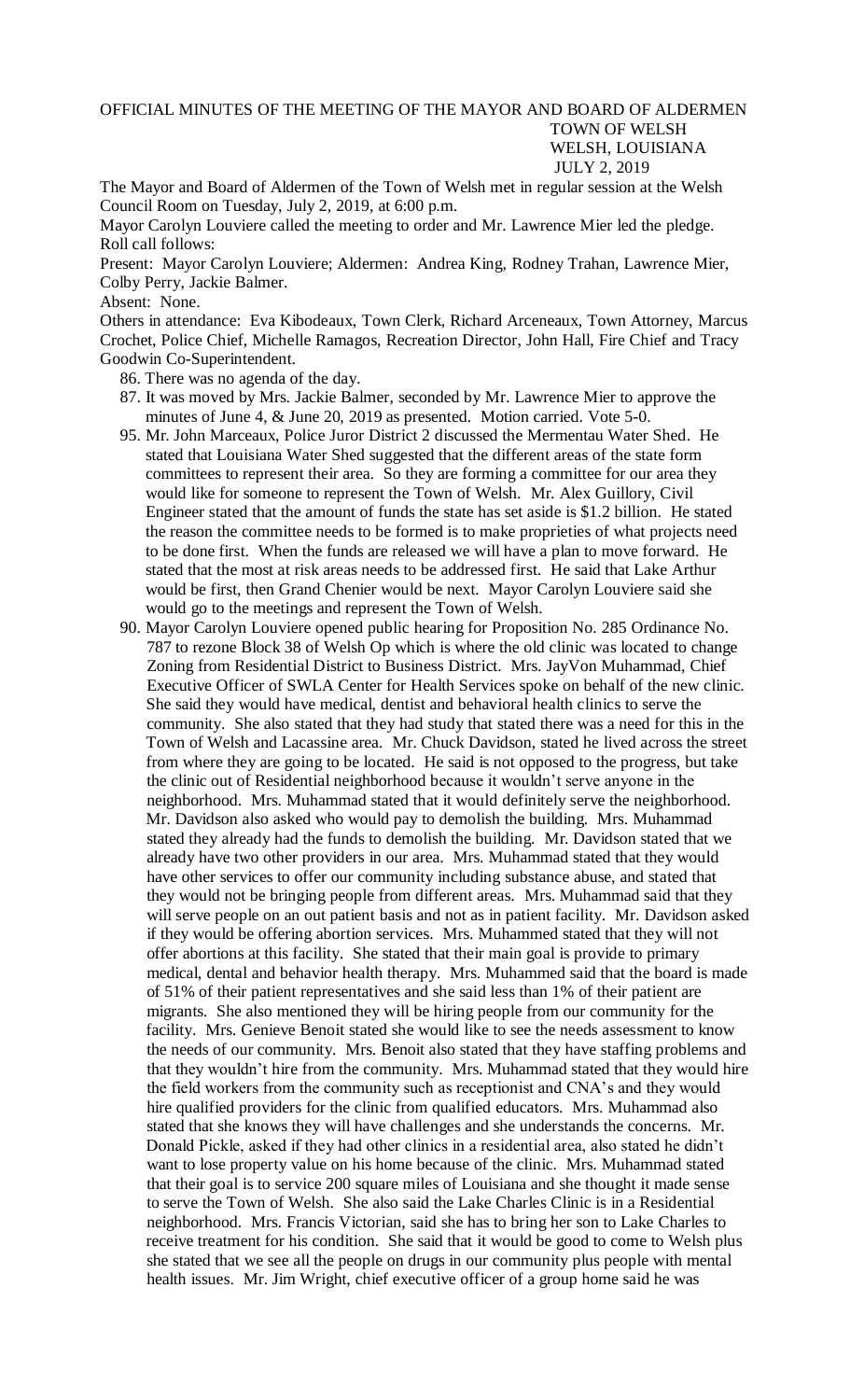# OFFICIAL MINUTES OF THE MEETING OF THE MAYOR AND BOARD OF ALDERMEN

TOWN OF WELSH
WELSH, LOUISIANA
JULY 2, 2019

The Mayor and Board of Aldermen of the Town of Welsh met in regular session at the Welsh Council Room on Tuesday, July 2, 2019, at 6:00 p.m.

Mayor Carolyn Louviere called the meeting to order and Mr. Lawrence Mier led the pledge.

Roll call follows:

Present: Mayor Carolyn Louviere; Aldermen: Andrea King, Rodney Trahan, Lawrence Mier, Colby Perry, Jackie Balmer.

Absent: None.

Others in attendance: Eva Kibodeaux, Town Clerk, Richard Arceneaux, Town Attorney, Marcus Crochet, Police Chief, Michelle Ramagos, Recreation Director, John Hall, Fire Chief and Tracy Goodwin Co-Superintendent.

86. There was no agenda of the day.
87. It was moved by Mrs. Jackie Balmer, seconded by Mr. Lawrence Mier to approve the minutes of June 4, & June 20, 2019 as presented. Motion carried. Vote 5-0.
95. Mr. John Marceaux, Police Juror District 2 discussed the Mermentau Water Shed. He stated that Louisiana Water Shed suggested that the different areas of the state form committees to represent their area. So they are forming a committee for our area they would like for someone to represent the Town of Welsh. Mr. Alex Guillory, Civil Engineer stated that the amount of funds the state has set aside is $1.2 billion. He stated the reason the committee needs to be formed is to make proprieties of what projects need to be done first. When the funds are released we will have a plan to move forward. He stated that the most at risk areas needs to be addressed first. He said that Lake Arthur would be first, then Grand Chenier would be next. Mayor Carolyn Louviere said she would go to the meetings and represent the Town of Welsh.
90. Mayor Carolyn Louviere opened public hearing for Proposition No. 285 Ordinance No. 787 to rezone Block 38 of Welsh Op which is where the old clinic was located to change Zoning from Residential District to Business District. Mrs. JayVon Muhammad, Chief Executive Officer of SWLA Center for Health Services spoke on behalf of the new clinic. She said they would have medical, dentist and behavioral health clinics to serve the community. She also stated that they had study that stated there was a need for this in the Town of Welsh and Lacassine area. Mr. Chuck Davidson, stated he lived across the street from where they are going to be located. He said is not opposed to the progress, but take the clinic out of Residential neighborhood because it wouldn't serve anyone in the neighborhood. Mrs. Muhammad stated that it would definitely serve the neighborhood. Mr. Davidson also asked who would pay to demolish the building. Mrs. Muhammad stated they already had the funds to demolish the building. Mr. Davidson stated that we already have two other providers in our area. Mrs. Muhammad stated that they would have other services to offer our community including substance abuse, and stated that they would not be bringing people from different areas. Mrs. Muhammad said that they will serve people on an out patient basis and not as in patient facility. Mr. Davidson asked if they would be offering abortion services. Mrs. Muhammed stated that they will not offer abortions at this facility. She stated that their main goal is provide to primary medical, dental and behavior health therapy. Mrs. Muhammed said that the board is made of 51% of their patient representatives and she said less than 1% of their patient are migrants. She also mentioned they will be hiring people from our community for the facility. Mrs. Genieve Benoit stated she would like to see the needs assessment to know the needs of our community. Mrs. Benoit also stated that they have staffing problems and that they wouldn't hire from the community. Mrs. Muhammad stated that they would hire the field workers from the community such as receptionist and CNA's and they would hire qualified providers for the clinic from qualified educators. Mrs. Muhammad also stated that she knows they will have challenges and she understands the concerns. Mr. Donald Pickle, asked if they had other clinics in a residential area, also stated he didn't want to lose property value on his home because of the clinic. Mrs. Muhammad stated that their goal is to service 200 square miles of Louisiana and she thought it made sense to serve the Town of Welsh. She also said the Lake Charles Clinic is in a Residential neighborhood. Mrs. Francis Victorian, said she has to bring her son to Lake Charles to receive treatment for his condition. She said that it would be good to come to Welsh plus she stated that we see all the people on drugs in our community plus people with mental health issues. Mr. Jim Wright, chief executive officer of a group home said he was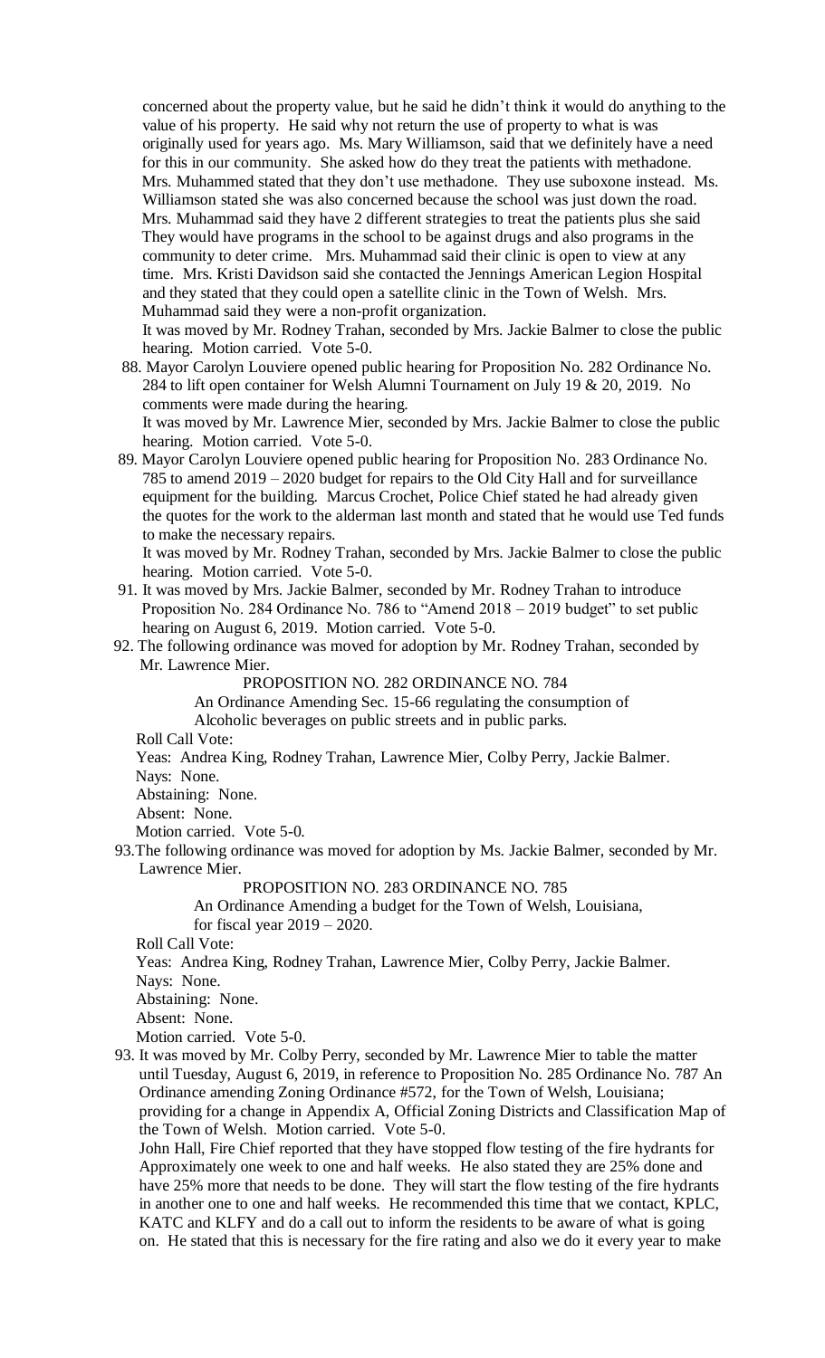concerned about the property value, but he said he didn't think it would do anything to the value of his property. He said why not return the use of property to what is was originally used for years ago. Ms. Mary Williamson, said that we definitely have a need for this in our community. She asked how do they treat the patients with methadone. Mrs. Muhammed stated that they don't use methadone. They use suboxone instead. Ms. Williamson stated she was also concerned because the school was just down the road. Mrs. Muhammad said they have 2 different strategies to treat the patients plus she said They would have programs in the school to be against drugs and also programs in the community to deter crime. Mrs. Muhammad said their clinic is open to view at any time. Mrs. Kristi Davidson said she contacted the Jennings American Legion Hospital and they stated that they could open a satellite clinic in the Town of Welsh. Mrs. Muhammad said they were a non-profit organization.

It was moved by Mr. Rodney Trahan, seconded by Mrs. Jackie Balmer to close the public hearing. Motion carried. Vote 5-0.

88. Mayor Carolyn Louviere opened public hearing for Proposition No. 282 Ordinance No. 284 to lift open container for Welsh Alumni Tournament on July 19 & 20, 2019. No comments were made during the hearing.

It was moved by Mr. Lawrence Mier, seconded by Mrs. Jackie Balmer to close the public hearing. Motion carried. Vote 5-0.

89. Mayor Carolyn Louviere opened public hearing for Proposition No. 283 Ordinance No. 785 to amend 2019 – 2020 budget for repairs to the Old City Hall and for surveillance equipment for the building. Marcus Crochet, Police Chief stated he had already given the quotes for the work to the alderman last month and stated that he would use Ted funds to make the necessary repairs.

It was moved by Mr. Rodney Trahan, seconded by Mrs. Jackie Balmer to close the public hearing. Motion carried. Vote 5-0.

91. It was moved by Mrs. Jackie Balmer, seconded by Mr. Rodney Trahan to introduce Proposition No. 284 Ordinance No. 786 to "Amend 2018 – 2019 budget" to set public hearing on August 6, 2019. Motion carried. Vote 5-0.

92. The following ordinance was moved for adoption by Mr. Rodney Trahan, seconded by Mr. Lawrence Mier.

PROPOSITION NO. 282 ORDINANCE NO. 784

An Ordinance Amending Sec. 15-66 regulating the consumption of Alcoholic beverages on public streets and in public parks.

Roll Call Vote:
Yeas: Andrea King, Rodney Trahan, Lawrence Mier, Colby Perry, Jackie Balmer.
Nays: None.
Abstaining: None.
Absent: None.
Motion carried. Vote 5-0.

93. The following ordinance was moved for adoption by Ms. Jackie Balmer, seconded by Mr. Lawrence Mier.

PROPOSITION NO. 283 ORDINANCE NO. 785

An Ordinance Amending a budget for the Town of Welsh, Louisiana, for fiscal year 2019 – 2020.

Roll Call Vote:
Yeas: Andrea King, Rodney Trahan, Lawrence Mier, Colby Perry, Jackie Balmer.
Nays: None.
Abstaining: None.
Absent: None.
Motion carried. Vote 5-0.

93. It was moved by Mr. Colby Perry, seconded by Mr. Lawrence Mier to table the matter until Tuesday, August 6, 2019, in reference to Proposition No. 285 Ordinance No. 787 An Ordinance amending Zoning Ordinance #572, for the Town of Welsh, Louisiana; providing for a change in Appendix A, Official Zoning Districts and Classification Map of the Town of Welsh. Motion carried. Vote 5-0.

John Hall, Fire Chief reported that they have stopped flow testing of the fire hydrants for Approximately one week to one and half weeks. He also stated they are 25% done and have 25% more that needs to be done. They will start the flow testing of the fire hydrants in another one to one and half weeks. He recommended this time that we contact, KPLC, KATC and KLFY and do a call out to inform the residents to be aware of what is going on. He stated that this is necessary for the fire rating and also we do it every year to make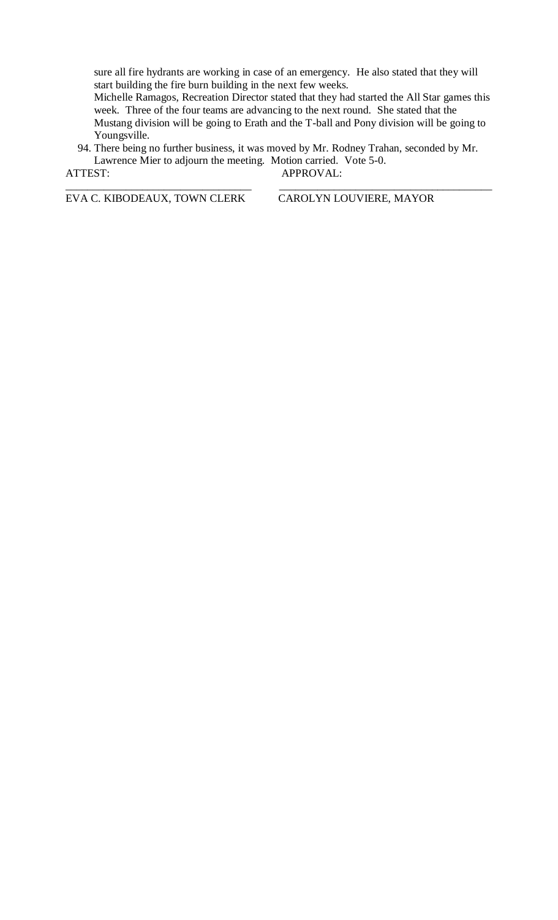sure all fire hydrants are working in case of an emergency. He also stated that they will start building the fire burn building in the next few weeks.

Michelle Ramagos, Recreation Director stated that they had started the All Star games this week. Three of the four teams are advancing to the next round. She stated that the Mustang division will be going to Erath and the T-ball and Pony division will be going to Youngsville.

94. There being no further business, it was moved by Mr. Rodney Trahan, seconded by Mr. Lawrence Mier to adjourn the meeting. Motion carried. Vote 5-0.

| | |
|---|---|
| ATTEST: | APPROVAL: |
| ___________________________________ | ________________________________________ |
| EVA C. KIBODEAUX, TOWN CLERK | CAROLYN LOUVIERE, MAYOR |